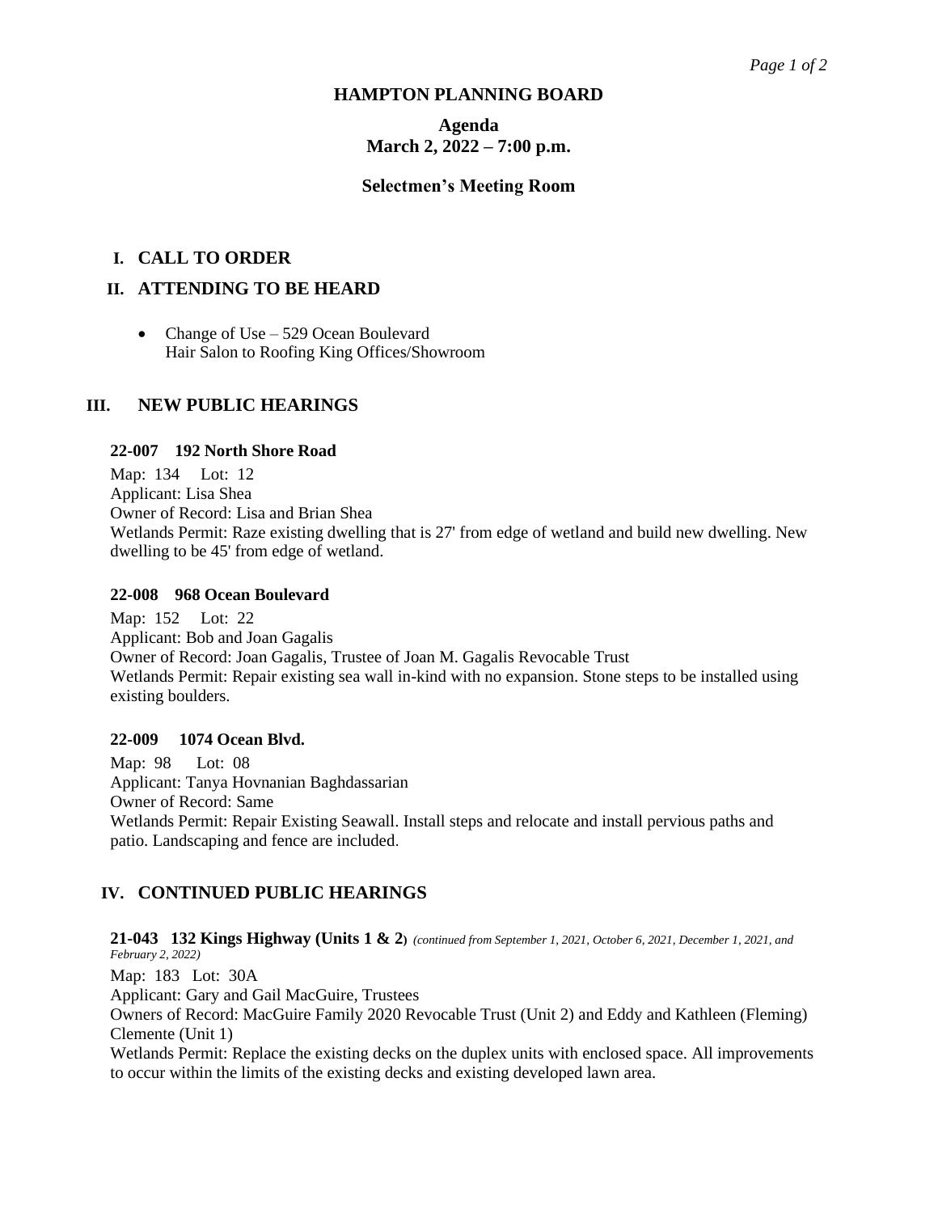# HAMPTON PLANNING BOARD

## Agenda
## March 2, 2022 – 7:00 p.m.

### Selectmen's Meeting Room

## I. CALL TO ORDER

## II. ATTENDING TO BE HEARD

- Change of Use – 529 Ocean Boulevard
  Hair Salon to Roofing King Offices/Showroom

## III. NEW PUBLIC HEARINGS

**22-007 192 North Shore Road**

Map: 134 Lot: 12
Applicant: Lisa Shea
Owner of Record: Lisa and Brian Shea
Wetlands Permit: Raze existing dwelling that is 27' from edge of wetland and build new dwelling. New dwelling to be 45' from edge of wetland.

**22-008 968 Ocean Boulevard**

Map: 152 Lot: 22
Applicant: Bob and Joan Gagalis
Owner of Record: Joan Gagalis, Trustee of Joan M. Gagalis Revocable Trust
Wetlands Permit: Repair existing sea wall in-kind with no expansion. Stone steps to be installed using existing boulders.

**22-009 1074 Ocean Blvd.**

Map: 98 Lot: 08
Applicant: Tanya Hovnanian Baghdassarian
Owner of Record: Same
Wetlands Permit: Repair Existing Seawall. Install steps and relocate and install pervious paths and patio. Landscaping and fence are included.

## IV. CONTINUED PUBLIC HEARINGS

**21-043 132 Kings Highway (Units 1 & 2)** *(continued from September 1, 2021, October 6, 2021, December 1, 2021, and February 2, 2022)*

Map: 183 Lot: 30A
Applicant: Gary and Gail MacGuire, Trustees
Owners of Record: MacGuire Family 2020 Revocable Trust (Unit 2) and Eddy and Kathleen (Fleming) Clemente (Unit 1)
Wetlands Permit: Replace the existing decks on the duplex units with enclosed space. All improvements to occur within the limits of the existing decks and existing developed lawn area.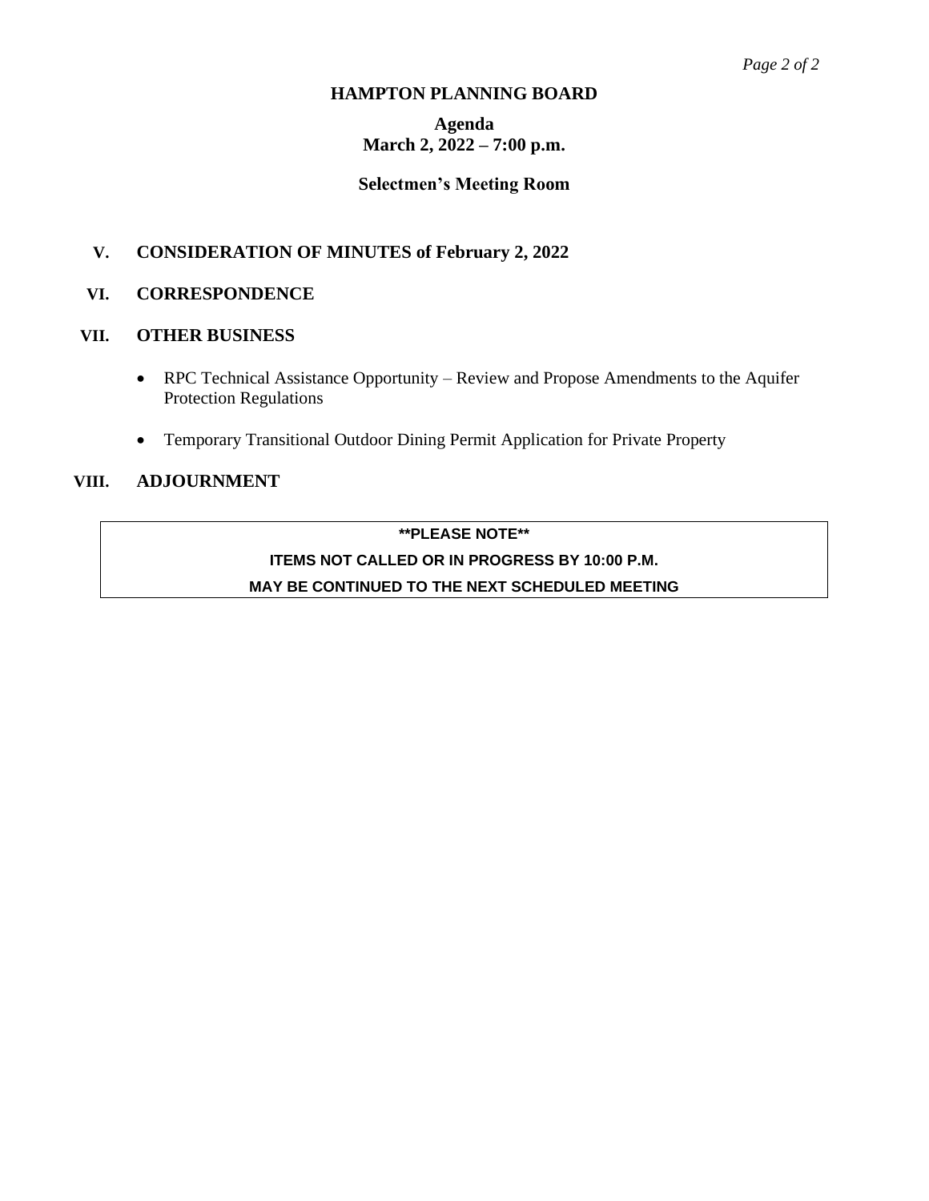# HAMPTON PLANNING BOARD

## Agenda
## March 2, 2022 – 7:00 p.m.

### Selectmen's Meeting Room

**V. CONSIDERATION OF MINUTES of February 2, 2022**

**VI. CORRESPONDENCE**

**VII. OTHER BUSINESS**

- RPC Technical Assistance Opportunity – Review and Propose Amendments to the Aquifer Protection Regulations
- Temporary Transitional Outdoor Dining Permit Application for Private Property

**VIII. ADJOURNMENT**

**\*\*PLEASE NOTE\*\***

**ITEMS NOT CALLED OR IN PROGRESS BY 10:00 P.M.**

**MAY BE CONTINUED TO THE NEXT SCHEDULED MEETING**